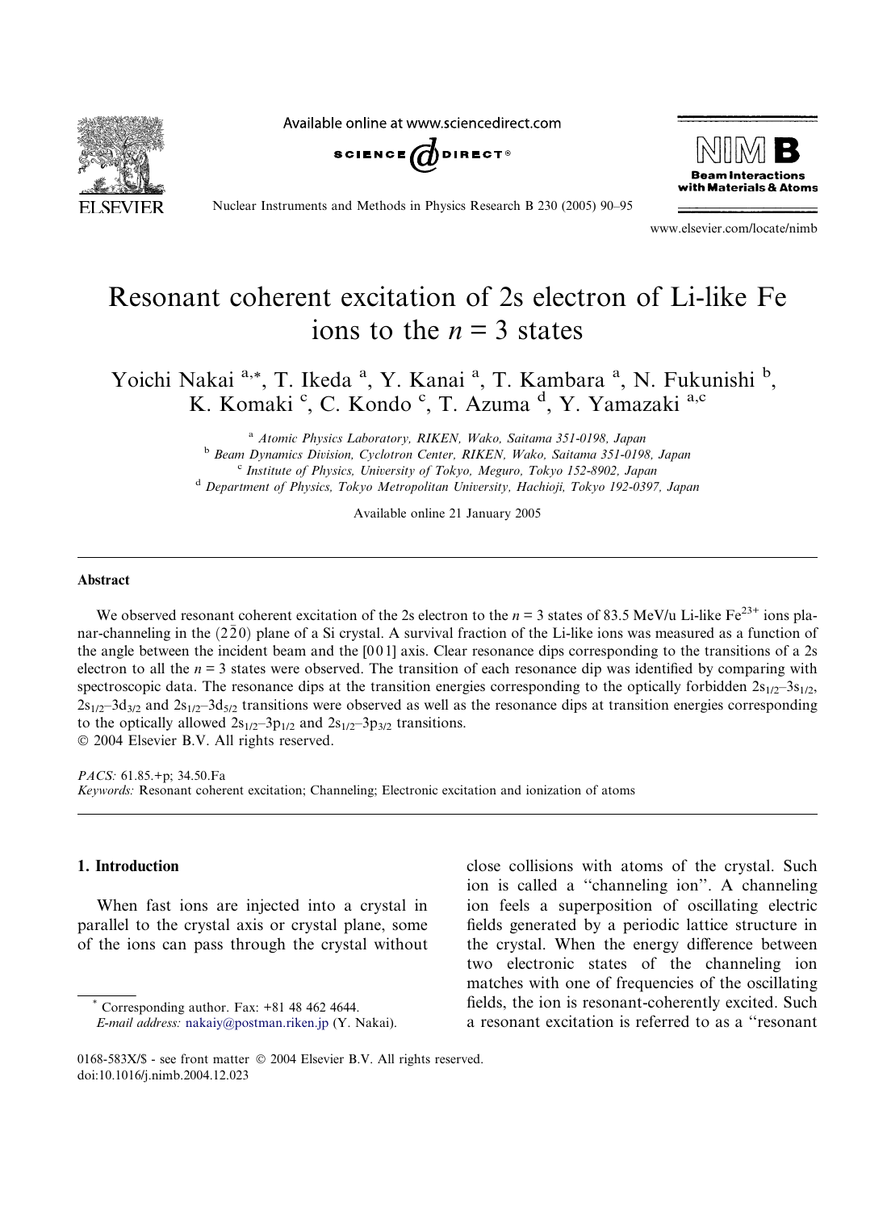# Resonant coherent excitation of 2s electron of Li-like Fe ions to the $n = 3$ states

Yoichi Nakai [a,*], T. Ikeda [a], Y. Kanai [a], T. Kambara [a], N. Fukunishi [b], K. Komaki [c], C. Kondo [c], T. Azuma [d], Y. Yamazaki [a,c]

[a] Atomic Physics Laboratory, RIKEN, Wako, Saitama 351-0198, Japan

[b] Beam Dynamics Division, Cyclotron Center, RIKEN, Wako, Saitama 351-0198, Japan

[c] Institute of Physics, University of Tokyo, Meguro, Tokyo 152-8902, Japan

[d] Department of Physics, Tokyo Metropolitan University, Hachioji, Tokyo 192-0397, Japan

Available online 21 January 2005

## Abstract

We observed resonant coherent excitation of the 2s electron to the $n = 3$ states of 83.5 MeV/u Li-like $Fe^{23+}$ ions planar-channeling in the $(2\bar{2}0)$ plane of a Si crystal. A survival fraction of the Li-like ions was measured as a function of the angle between the incident beam and the [001] axis. Clear resonance dips corresponding to the transitions of a 2s electron to all the $n = 3$ states were observed. The transition of each resonance dip was identified by comparing with spectroscopic data. The resonance dips at the transition energies corresponding to the optically forbidden $2s_{1/2}$–$3s_{1/2}$, $2s_{1/2}$–$3d_{3/2}$ and $2s_{1/2}$–$3d_{5/2}$ transitions were observed as well as the resonance dips at transition energies corresponding to the optically allowed $2s_{1/2}$–$3p_{1/2}$ and $2s_{1/2}$–$3p_{3/2}$ transitions.

© 2004 Elsevier B.V. All rights reserved.

*PACS:* 61.85.+p; 34.50.Fa

*Keywords:* Resonant coherent excitation; Channeling; Electronic excitation and ionization of atoms

## 1. Introduction

When fast ions are injected into a crystal in parallel to the crystal axis or crystal plane, some of the ions can pass through the crystal without close collisions with atoms of the crystal. Such ion is called a "channeling ion". A channeling ion feels a superposition of oscillating electric fields generated by a periodic lattice structure in the crystal. When the energy difference between two electronic states of the channeling ion matches with one of frequencies of the oscillating fields, the ion is resonant-coherently excited. Such a resonant excitation is referred to as a "resonant

* Corresponding author. Fax: +81 48 462 4644. *E-mail address:* nakaiy@postman.riken.jp (Y. Nakai).

0168-583X/$ - see front matter © 2004 Elsevier B.V. All rights reserved.
doi:10.1016/j.nimb.2004.12.023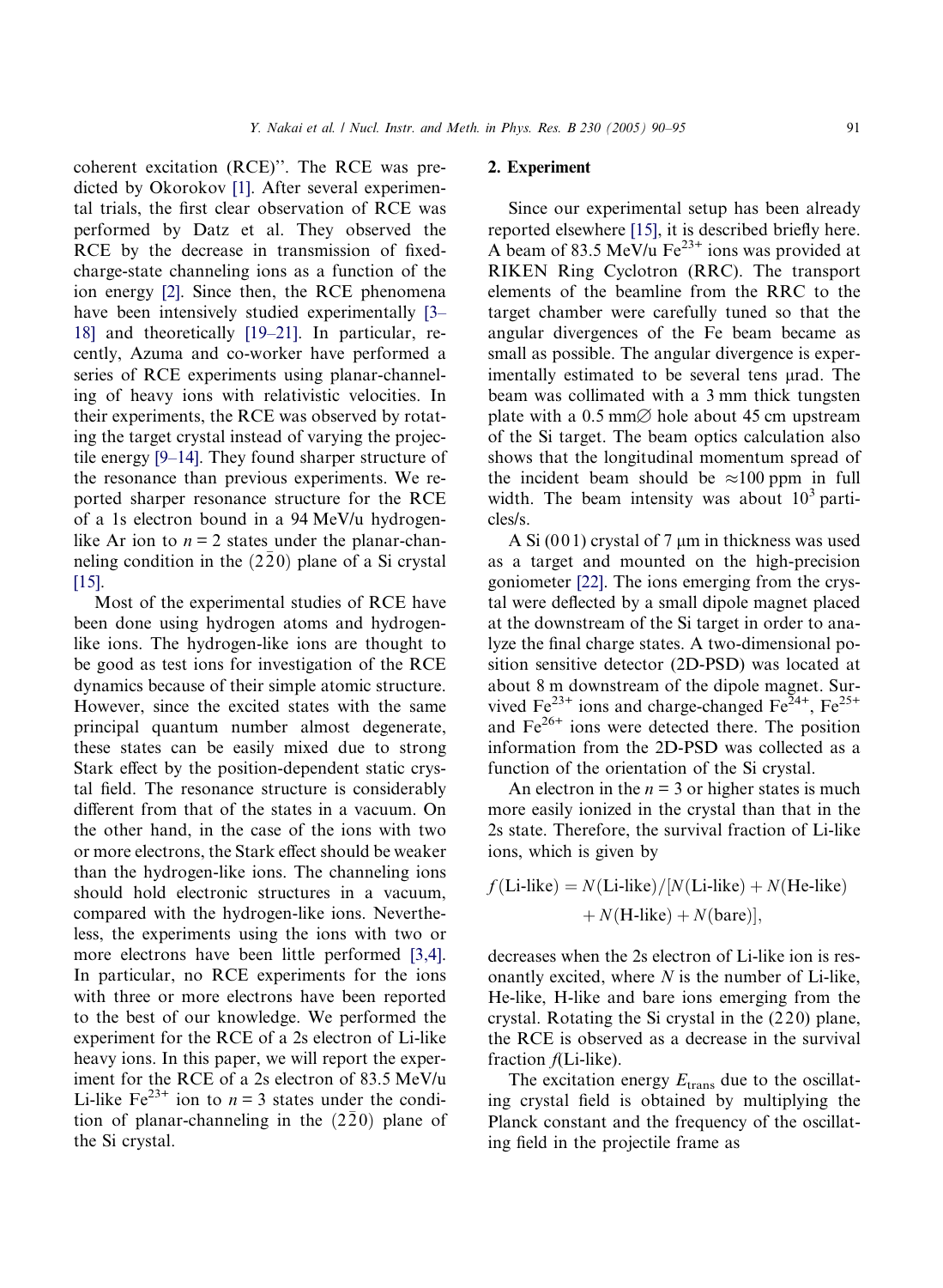coherent excitation (RCE)''. The RCE was predicted by Okorokov [1]. After several experimental trials, the first clear observation of RCE was performed by Datz et al. They observed the RCE by the decrease in transmission of fixed-charge-state channeling ions as a function of the ion energy [2]. Since then, the RCE phenomena have been intensively studied experimentally [3–18] and theoretically [19–21]. In particular, recently, Azuma and co-worker have performed a series of RCE experiments using planar-channeling of heavy ions with relativistic velocities. In their experiments, the RCE was observed by rotating the target crystal instead of varying the projectile energy [9–14]. They found sharper structure of the resonance than previous experiments. We reported sharper resonance structure for the RCE of a 1s electron bound in a 94 MeV/u hydrogen-like Ar ion to $n = 2$ states under the planar-channeling condition in the $(2\bar{2}0)$ plane of a Si crystal [15].

Most of the experimental studies of RCE have been done using hydrogen atoms and hydrogen-like ions. The hydrogen-like ions are thought to be good as test ions for investigation of the RCE dynamics because of their simple atomic structure. However, since the excited states with the same principal quantum number almost degenerate, these states can be easily mixed due to strong Stark effect by the position-dependent static crystal field. The resonance structure is considerably different from that of the states in a vacuum. On the other hand, in the case of the ions with two or more electrons, the Stark effect should be weaker than the hydrogen-like ions. The channeling ions should hold electronic structures in a vacuum, compared with the hydrogen-like ions. Nevertheless, the experiments using the ions with two or more electrons have been little performed [3,4]. In particular, no RCE experiments for the ions with three or more electrons have been reported to the best of our knowledge. We performed the experiment for the RCE of a 2s electron of Li-like heavy ions. In this paper, we will report the experiment for the RCE of a 2s electron of 83.5 MeV/u Li-like $Fe^{23+}$ ion to $n = 3$ states under the condition of planar-channeling in the $(2\bar{2}0)$ plane of the Si crystal.

## 2. Experiment

Since our experimental setup has been already reported elsewhere [15], it is described briefly here. A beam of 83.5 MeV/u $Fe^{23+}$ ions was provided at RIKEN Ring Cyclotron (RRC). The transport elements of the beamline from the RRC to the target chamber were carefully tuned so that the angular divergences of the Fe beam became as small as possible. The angular divergence is experimentally estimated to be several tens μrad. The beam was collimated with a 3 mm thick tungsten plate with a 0.5 mm∅ hole about 45 cm upstream of the Si target. The beam optics calculation also shows that the longitudinal momentum spread of the incident beam should be ≈100 ppm in full width. The beam intensity was about $10^3$ particles/s.

A Si (001) crystal of 7 μm in thickness was used as a target and mounted on the high-precision goniometer [22]. The ions emerging from the crystal were deflected by a small dipole magnet placed at the downstream of the Si target in order to analyze the final charge states. A two-dimensional position sensitive detector (2D-PSD) was located at about 8 m downstream of the dipole magnet. Survived $Fe^{23+}$ ions and charge-changed $Fe^{24+}$, $Fe^{25+}$ and $Fe^{26+}$ ions were detected there. The position information from the 2D-PSD was collected as a function of the orientation of the Si crystal.

An electron in the $n = 3$ or higher states is much more easily ionized in the crystal than that in the 2s state. Therefore, the survival fraction of Li-like ions, which is given by

$$f(\text{Li-like}) = N(\text{Li-like})/[N(\text{Li-like}) + N(\text{He-like}) + N(\text{H-like}) + N(\text{bare})],$$

decreases when the 2s electron of Li-like ion is resonantly excited, where $N$ is the number of Li-like, He-like, H-like and bare ions emerging from the crystal. Rotating the Si crystal in the (220) plane, the RCE is observed as a decrease in the survival fraction $f$(Li-like).

The excitation energy $E_{\text{trans}}$ due to the oscillating crystal field is obtained by multiplying the Planck constant and the frequency of the oscillating field in the projectile frame as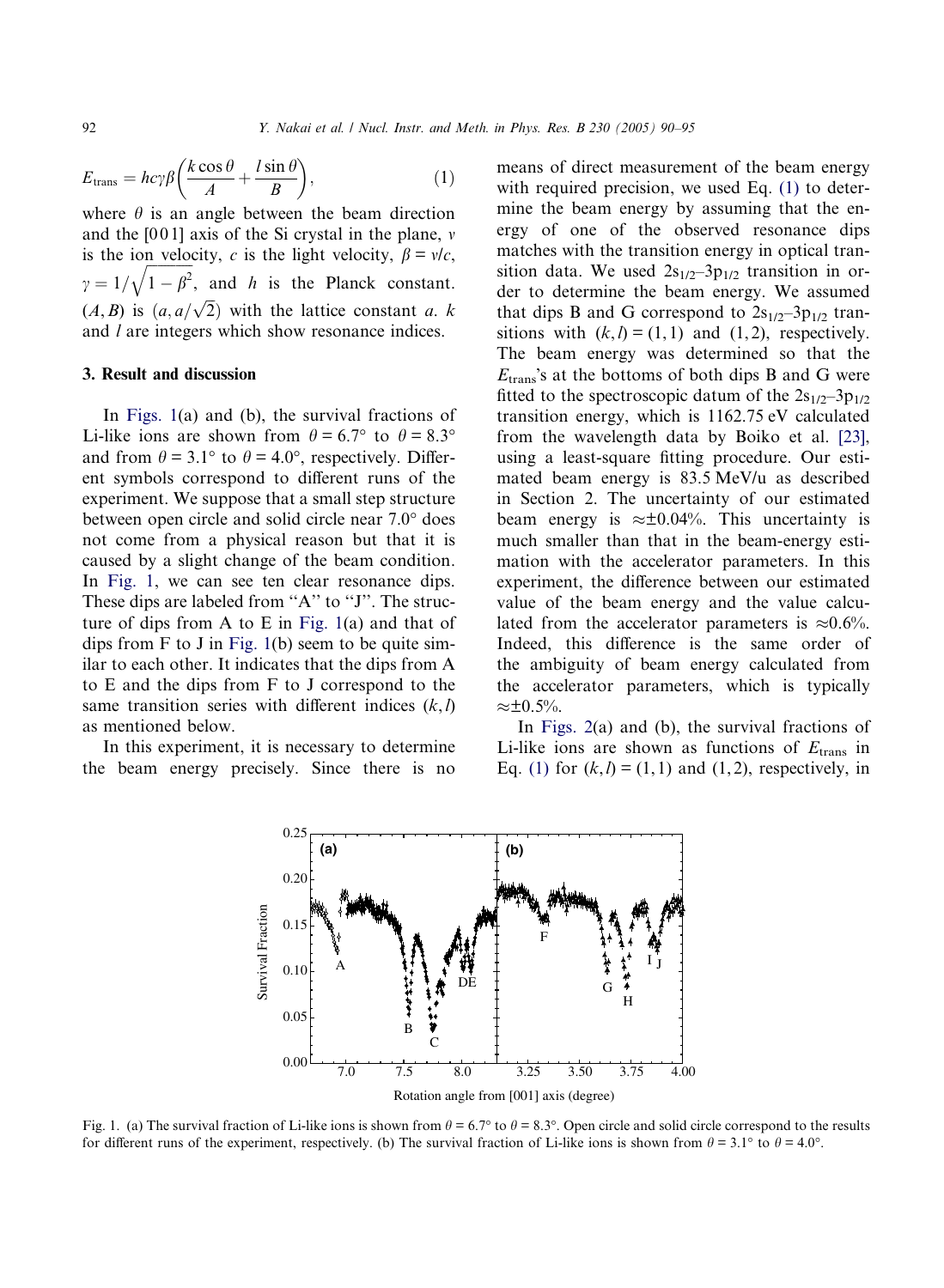$$E_{\text{trans}} = hc\gamma\beta\left(\frac{k\cos\theta}{A} + \frac{l\sin\theta}{B}\right), \tag{1}$$

where $\theta$ is an angle between the beam direction and the [0 0 1] axis of the Si crystal in the plane, $v$ is the ion velocity, $c$ is the light velocity, $\beta = v/c$, $\gamma = 1/\sqrt{1-\beta^2}$, and $h$ is the Planck constant. $(A, B)$ is $(a, a/\sqrt{2})$ with the lattice constant $a$. $k$ and $l$ are integers which show resonance indices.

## 3. Result and discussion

In Figs. 1(a) and (b), the survival fractions of Li-like ions are shown from $\theta = 6.7°$ to $\theta = 8.3°$ and from $\theta = 3.1°$ to $\theta = 4.0°$, respectively. Different symbols correspond to different runs of the experiment. We suppose that a small step structure between open circle and solid circle near 7.0° does not come from a physical reason but that it is caused by a slight change of the beam condition. In Fig. 1, we can see ten clear resonance dips. These dips are labeled from "A" to "J". The structure of dips from A to E in Fig. 1(a) and that of dips from F to J in Fig. 1(b) seem to be quite similar to each other. It indicates that the dips from A to E and the dips from F to J correspond to the same transition series with different indices $(k, l)$ as mentioned below.

In this experiment, it is necessary to determine the beam energy precisely. Since there is no means of direct measurement of the beam energy with required precision, we used Eq. (1) to determine the beam energy by assuming that the energy of one of the observed resonance dips matches with the transition energy in optical transition data. We used $2s_{1/2}$–$3p_{1/2}$ transition in order to determine the beam energy. We assumed that dips B and G correspond to $2s_{1/2}$–$3p_{1/2}$ transitions with $(k, l) = (1, 1)$ and $(1, 2)$, respectively. The beam energy was determined so that the $E_{\text{trans}}$'s at the bottoms of both dips B and G were fitted to the spectroscopic datum of the $2s_{1/2}$–$3p_{1/2}$ transition energy, which is 1162.75 eV calculated from the wavelength data by Boiko et al. [23], using a least-square fitting procedure. Our estimated beam energy is 83.5 MeV/u as described in Section 2. The uncertainty of our estimated beam energy is $\approx \pm 0.04\%$. This uncertainty is much smaller than that in the beam-energy estimation with the accelerator parameters. In this experiment, the difference between our estimated value of the beam energy and the value calculated from the accelerator parameters is $\approx 0.6\%$. Indeed, this difference is the same order of the ambiguity of beam energy calculated from the accelerator parameters, which is typically $\approx \pm 0.5\%$.

In Figs. 2(a) and (b), the survival fractions of Li-like ions are shown as functions of $E_{\text{trans}}$ in Eq. (1) for $(k, l) = (1, 1)$ and $(1, 2)$, respectively, in

(a)
(b)
Survival Fraction
0.25
0.20
0.15
0.10
0.05
0.00
7.0
7.5
8.0
3.25
3.50
3.75
4.00
A
B
C
DE
F
G
H
I
J
Rotation angle from [001] axis (degree)

Fig. 1. (a) The survival fraction of Li-like ions is shown from $\theta = 6.7°$ to $\theta = 8.3°$. Open circle and solid circle correspond to the results for different runs of the experiment, respectively. (b) The survival fraction of Li-like ions is shown from $\theta = 3.1°$ to $\theta = 4.0°$.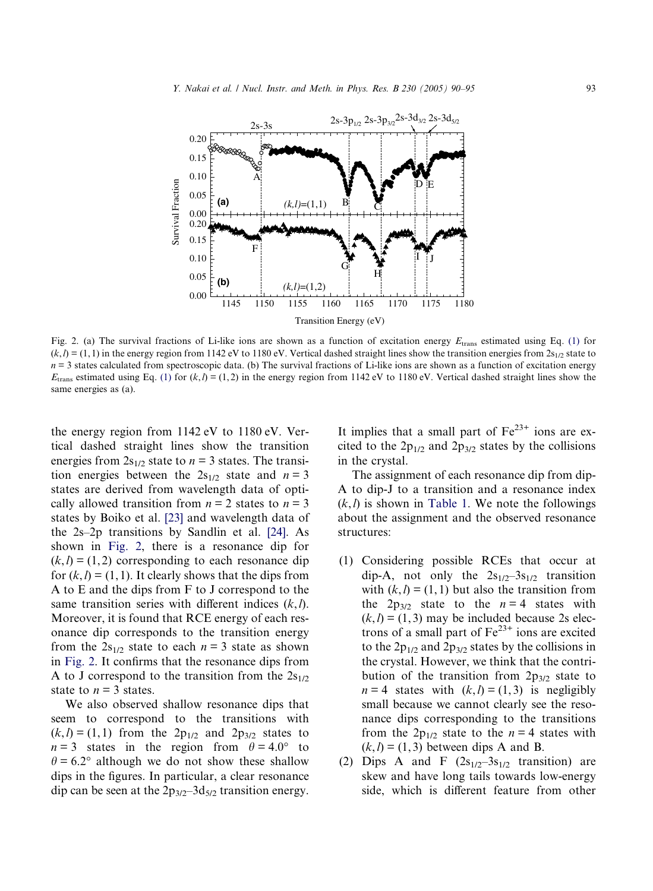2s-3s

2s-3p$_{1/2}$ 2s-3p$_{3/2}$ 2s-3d$_{3/2}$ 2s-3d$_{5/2}$

Survival Fraction

0.20
0.15
0.10
0.05
0.00

A B C D E

(a) $(k,l)=(1,1)$

0.20
0.15
0.10
0.05
0.00

F G H I J

(b) $(k,l)=(1,2)$

1145 1150 1155 1160 1165 1170 1175 1180

Transition Energy (eV)

Fig. 2. (a) The survival fractions of Li-like ions are shown as a function of excitation energy $E_{trans}$ estimated using Eq. (1) for $(k,l) = (1,1)$ in the energy region from 1142 eV to 1180 eV. Vertical dashed straight lines show the transition energies from $2s_{1/2}$ state to $n = 3$ states calculated from spectroscopic data. (b) The survival fractions of Li-like ions are shown as a function of excitation energy $E_{trans}$ estimated using Eq. (1) for $(k,l) = (1,2)$ in the energy region from 1142 eV to 1180 eV. Vertical dashed straight lines show the same energies as (a).

the energy region from 1142 eV to 1180 eV. Vertical dashed straight lines show the transition energies from $2s_{1/2}$ state to $n = 3$ states. The transition energies between the $2s_{1/2}$ state and $n = 3$ states are derived from wavelength data of optically allowed transition from $n = 2$ states to $n = 3$ states by Boiko et al. [23] and wavelength data of the 2s–2p transitions by Sandlin et al. [24]. As shown in Fig. 2, there is a resonance dip for $(k,l) = (1,2)$ corresponding to each resonance dip for $(k,l) = (1,1)$. It clearly shows that the dips from A to E and the dips from F to J correspond to the same transition series with different indices $(k,l)$. Moreover, it is found that RCE energy of each resonance dip corresponds to the transition energy from the $2s_{1/2}$ state to each $n = 3$ state as shown in Fig. 2. It confirms that the resonance dips from A to J correspond to the transition from the $2s_{1/2}$ state to $n = 3$ states.

We also observed shallow resonance dips that seem to correspond to the transitions with $(k,l) = (1,1)$ from the $2p_{1/2}$ and $2p_{3/2}$ states to $n = 3$ states in the region from $\theta = 4.0°$ to $\theta = 6.2°$ although we do not show these shallow dips in the figures. In particular, a clear resonance dip can be seen at the $2p_{3/2}$–$3d_{5/2}$ transition energy. It implies that a small part of $Fe^{23+}$ ions are excited to the $2p_{1/2}$ and $2p_{3/2}$ states by the collisions in the crystal.

The assignment of each resonance dip from dip-A to dip-J to a transition and a resonance index $(k,l)$ is shown in Table 1. We note the followings about the assignment and the observed resonance structures:

(1) Considering possible RCEs that occur at dip-A, not only the $2s_{1/2}$–$3s_{1/2}$ transition with $(k,l) = (1,1)$ but also the transition from the $2p_{3/2}$ state to the $n = 4$ states with $(k,l) = (1,3)$ may be included because 2s electrons of a small part of $Fe^{23+}$ ions are excited to the $2p_{1/2}$ and $2p_{3/2}$ states by the collisions in the crystal. However, we think that the contribution of the transition from $2p_{3/2}$ state to $n = 4$ states with $(k,l) = (1,3)$ is negligibly small because we cannot clearly see the resonance dips corresponding to the transitions from the $2p_{1/2}$ state to the $n = 4$ states with $(k,l) = (1,3)$ between dips A and B.

(2) Dips A and F ($2s_{1/2}$–$3s_{1/2}$ transition) are skew and have long tails towards low-energy side, which is different feature from other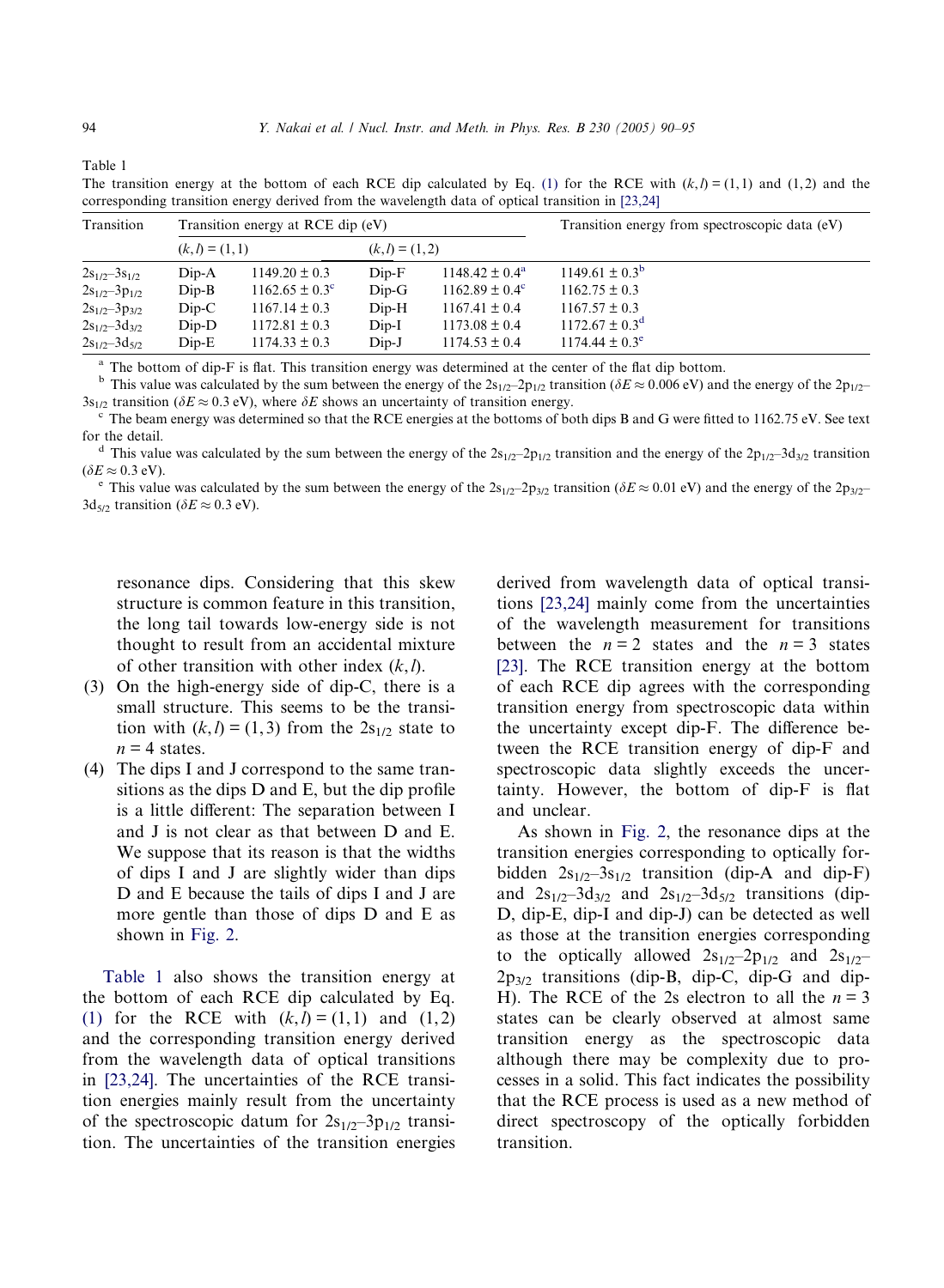Table 1

The transition energy at the bottom of each RCE dip calculated by Eq. (1) for the RCE with $(k,l) = (1,1)$ and $(1,2)$ and the corresponding transition energy derived from the wavelength data of optical transition in [23,24]

| Transition | Transition energy at RCE dip (eV) | | | | Transition energy from spectroscopic data (eV) |
|---|---|---|---|---|---|
| | $(k,l) = (1,1)$ | | $(k,l) = (1,2)$ | | |
| $2s_{1/2}$–$3s_{1/2}$ | Dip-A | 1149.20 ± 0.3 | Dip-F | 1148.42 ± 0.4[a] | 1149.61 ± 0.3[b] |
| $2s_{1/2}$–$3p_{1/2}$ | Dip-B | 1162.65 ± 0.3[c] | Dip-G | 1162.89 ± 0.4[c] | 1162.75 ± 0.3 |
| $2s_{1/2}$–$3p_{3/2}$ | Dip-C | 1167.14 ± 0.3 | Dip-H | 1167.41 ± 0.4 | 1167.57 ± 0.3 |
| $2s_{1/2}$–$3d_{3/2}$ | Dip-D | 1172.81 ± 0.3 | Dip-I | 1173.08 ± 0.4 | 1172.67 ± 0.3[d] |
| $2s_{1/2}$–$3d_{5/2}$ | Dip-E | 1174.33 ± 0.3 | Dip-J | 1174.53 ± 0.4 | 1174.44 ± 0.3[e] |

[a] The bottom of dip-F is flat. This transition energy was determined at the center of the flat dip bottom.

[b] This value was calculated by the sum between the energy of the $2s_{1/2}$–$2p_{1/2}$ transition ($\delta E \approx 0.006$ eV) and the energy of the $2p_{1/2}$–$3s_{1/2}$ transition ($\delta E \approx 0.3$ eV), where $\delta E$ shows an uncertainty of transition energy.

[c] The beam energy was determined so that the RCE energies at the bottoms of both dips B and G were fitted to 1162.75 eV. See text for the detail.

[d] This value was calculated by the sum between the energy of the $2s_{1/2}$–$2p_{1/2}$ transition and the energy of the $2p_{1/2}$–$3d_{3/2}$ transition ($\delta E \approx 0.3$ eV).

[e] This value was calculated by the sum between the energy of the $2s_{1/2}$–$2p_{3/2}$ transition ($\delta E \approx 0.01$ eV) and the energy of the $2p_{3/2}$–$3d_{5/2}$ transition ($\delta E \approx 0.3$ eV).

resonance dips. Considering that this skew structure is common feature in this transition, the long tail towards low-energy side is not thought to result from an accidental mixture of other transition with other index $(k,l)$.

(3) On the high-energy side of dip-C, there is a small structure. This seems to be the transition with $(k,l) = (1,3)$ from the $2s_{1/2}$ state to $n = 4$ states.

(4) The dips I and J correspond to the same transitions as the dips D and E, but the dip profile is a little different: The separation between I and J is not clear as that between D and E. We suppose that its reason is that the widths of dips I and J are slightly wider than dips D and E because the tails of dips I and J are more gentle than those of dips D and E as shown in Fig. 2.

Table 1 also shows the transition energy at the bottom of each RCE dip calculated by Eq. (1) for the RCE with $(k,l) = (1,1)$ and $(1,2)$ and the corresponding transition energy derived from the wavelength data of optical transitions in [23,24]. The uncertainties of the RCE transition energies mainly result from the uncertainty of the spectroscopic datum for $2s_{1/2}$–$3p_{1/2}$ transition. The uncertainties of the transition energies derived from wavelength data of optical transitions [23,24] mainly come from the uncertainties of the wavelength measurement for transitions between the $n = 2$ states and the $n = 3$ states [23]. The RCE transition energy at the bottom of each RCE dip agrees with the corresponding transition energy from spectroscopic data within the uncertainty except dip-F. The difference between the RCE transition energy of dip-F and spectroscopic data slightly exceeds the uncertainty. However, the bottom of dip-F is flat and unclear.

As shown in Fig. 2, the resonance dips at the transition energies corresponding to optically forbidden $2s_{1/2}$–$3s_{1/2}$ transition (dip-A and dip-F) and $2s_{1/2}$–$3d_{3/2}$ and $2s_{1/2}$–$3d_{5/2}$ transitions (dip-D, dip-E, dip-I and dip-J) can be detected as well as those at the transition energies corresponding to the optically allowed $2s_{1/2}$–$2p_{1/2}$ and $2s_{1/2}$–$2p_{3/2}$ transitions (dip-B, dip-C, dip-G and dip-H). The RCE of the 2s electron to all the $n = 3$ states can be clearly observed at almost same transition energy as the spectroscopic data although there may be complexity due to processes in a solid. This fact indicates the possibility that the RCE process is used as a new method of direct spectroscopy of the optically forbidden transition.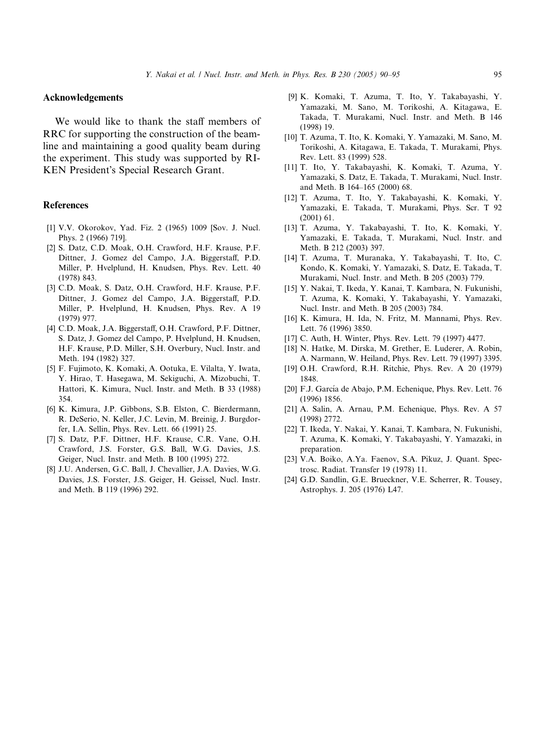## Acknowledgements

We would like to thank the staff members of RRC for supporting the construction of the beamline and maintaining a good quality beam during the experiment. This study was supported by RIKEN President's Special Research Grant.

## References

[1] V.V. Okorokov, Yad. Fiz. 2 (1965) 1009 [Sov. J. Nucl. Phys. 2 (1966) 719].

[2] S. Datz, C.D. Moak, O.H. Crawford, H.F. Krause, P.F. Dittner, J. Gomez del Campo, J.A. Biggerstaff, P.D. Miller, P. Hvelplund, H. Knudsen, Phys. Rev. Lett. 40 (1978) 843.

[3] C.D. Moak, S. Datz, O.H. Crawford, H.F. Krause, P.F. Dittner, J. Gomez del Campo, J.A. Biggerstaff, P.D. Miller, P. Hvelplund, H. Knudsen, Phys. Rev. A 19 (1979) 977.

[4] C.D. Moak, J.A. Biggerstaff, O.H. Crawford, P.F. Dittner, S. Datz, J. Gomez del Campo, P. Hvelplund, H. Knudsen, H.F. Krause, P.D. Miller, S.H. Overbury, Nucl. Instr. and Meth. 194 (1982) 327.

[5] F. Fujimoto, K. Komaki, A. Ootuka, E. Vilalta, Y. Iwata, Y. Hirao, T. Hasegawa, M. Sekiguchi, A. Mizobuchi, T. Hattori, K. Kimura, Nucl. Instr. and Meth. B 33 (1988) 354.

[6] K. Kimura, J.P. Gibbons, S.B. Elston, C. Bierdermann, R. DeSerio, N. Keller, J.C. Levin, M. Breinig, J. Burgdorfer, I.A. Sellin, Phys. Rev. Lett. 66 (1991) 25.

[7] S. Datz, P.F. Dittner, H.F. Krause, C.R. Vane, O.H. Crawford, J.S. Forster, G.S. Ball, W.G. Davies, J.S. Geiger, Nucl. Instr. and Meth. B 100 (1995) 272.

[8] J.U. Andersen, G.C. Ball, J. Chevallier, J.A. Davies, W.G. Davies, J.S. Forster, J.S. Geiger, H. Geissel, Nucl. Instr. and Meth. B 119 (1996) 292.

[9] K. Komaki, T. Azuma, T. Ito, Y. Takabayashi, Y. Yamazaki, M. Sano, M. Torikoshi, A. Kitagawa, E. Takada, T. Murakami, Nucl. Instr. and Meth. B 146 (1998) 19.

[10] T. Azuma, T. Ito, K. Komaki, Y. Yamazaki, M. Sano, M. Torikoshi, A. Kitagawa, E. Takada, T. Murakami, Phys. Rev. Lett. 83 (1999) 528.

[11] T. Ito, Y. Takabayashi, K. Komaki, T. Azuma, Y. Yamazaki, S. Datz, E. Takada, T. Murakami, Nucl. Instr. and Meth. B 164–165 (2000) 68.

[12] T. Azuma, T. Ito, Y. Takabayashi, K. Komaki, Y. Yamazaki, E. Takada, T. Murakami, Phys. Scr. T 92 (2001) 61.

[13] T. Azuma, Y. Takabayashi, T. Ito, K. Komaki, Y. Yamazaki, E. Takada, T. Murakami, Nucl. Instr. and Meth. B 212 (2003) 397.

[14] T. Azuma, T. Muranaka, Y. Takabayashi, T. Ito, C. Kondo, K. Komaki, Y. Yamazaki, S. Datz, E. Takada, T. Murakami, Nucl. Instr. and Meth. B 205 (2003) 779.

[15] Y. Nakai, T. Ikeda, Y. Kanai, T. Kambara, N. Fukunishi, T. Azuma, K. Komaki, Y. Takabayashi, Y. Yamazaki, Nucl. Instr. and Meth. B 205 (2003) 784.

[16] K. Kimura, H. Ida, N. Fritz, M. Mannami, Phys. Rev. Lett. 76 (1996) 3850.

[17] C. Auth, H. Winter, Phys. Rev. Lett. 79 (1997) 4477.

[18] N. Hatke, M. Dirska, M. Grether, E. Luderer, A. Robin, A. Narmann, W. Heiland, Phys. Rev. Lett. 79 (1997) 3395.

[19] O.H. Crawford, R.H. Ritchie, Phys. Rev. A 20 (1979) 1848.

[20] F.J. García de Abajo, P.M. Echenique, Phys. Rev. Lett. 76 (1996) 1856.

[21] A. Salin, A. Arnau, P.M. Echenique, Phys. Rev. A 57 (1998) 2772.

[22] T. Ikeda, Y. Nakai, Y. Kanai, T. Kambara, N. Fukunishi, T. Azuma, K. Komaki, Y. Takabayashi, Y. Yamazaki, in preparation.

[23] V.A. Boiko, A.Ya. Faenov, S.A. Pikuz, J. Quant. Spectrosc. Radiat. Transfer 19 (1978) 11.

[24] G.D. Sandlin, G.E. Brueckner, V.E. Scherrer, R. Tousey, Astrophys. J. 205 (1976) L47.